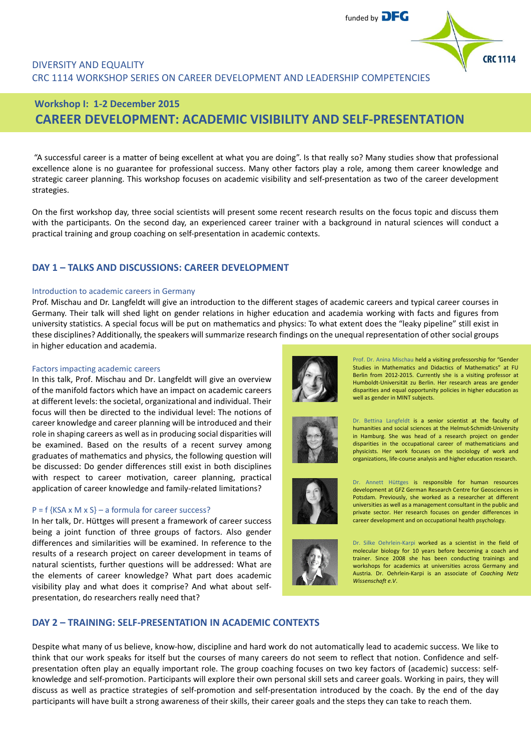funded by DFG

CRC 1114

DIVERSITY AND EQUALITY

CRC 1114 WORKSHOP SERIES ON CAREER DEVELOPMENT AND LEADERSHIP COMPETENCIES

## Workshop I: 1-2 December 2015

# CAREER DEVELOPMENT: ACADEMIC VISIBILITY AND SELF-PRESENTATION

"A successful career is a matter of being excellent at what you are doing". Is that really so? Many studies show that professional excellence alone is no guarantee for professional success. Many other factors play a role, among them career knowledge and strategic career planning. This workshop focuses on academic visibility and self-presentation as two of the career development strategies.

On the first workshop day, three social scientists will present some recent research results on the focus topic and discuss them with the participants. On the second day, an experienced career trainer with a background in natural sciences will conduct a practical training and group coaching on self-presentation in academic contexts.

## DAY 1 – TALKS AND DISCUSSIONS: CAREER DEVELOPMENT

### Introduction to academic careers in Germany

Prof. Mischau and Dr. Langfeldt will give an introduction to the different stages of academic careers and typical career courses in Germany. Their talk will shed light on gender relations in higher education and academia working with facts and figures from university statistics. A special focus will be put on mathematics and physics: To what extent does the "leaky pipeline" still exist in these disciplines? Additionally, the speakers will summarize research findings on the unequal representation of other social groups in higher education and academia.

### Factors impacting academic careers

In this talk, Prof. Mischau and Dr. Langfeldt will give an overview of the manifold factors which have an impact on academic careers at different levels: the societal, organizational and individual. Their focus will then be directed to the individual level: The notions of career knowledge and career planning will be introduced and their role in shaping careers as well as in producing social disparities will be examined. Based on the results of a recent survey among graduates of mathematics and physics, the following question will be discussed: Do gender differences still exist in both disciplines with respect to career motivation, career planning, practical application of career knowledge and family-related limitations?

### P = f {KSA x M x S} – a formula for career success?

In her talk, Dr. Hüttges will present a framework of career success being a joint function of three groups of factors. Also gender differences and similarities will be examined. In reference to the results of a research project on career development in teams of natural scientists, further questions will be addressed: What are the elements of career knowledge? What part does academic visibility play and what does it comprise? And what about self-presentation, do researchers really need that?

Prof. Dr. Anina Mischau held a visiting professorship for "Gender Studies in Mathematics and Didactics of Mathematics" at FU Berlin from 2012-2015. Currently she is a visiting professor at Humboldt-Universität zu Berlin. Her research areas are gender disparities and equal opportunity policies in higher education as well as gender in MINT subjects.

Dr. Bettina Langfeldt is a senior scientist at the faculty of humanities and social sciences at the Helmut-Schmidt-University in Hamburg. She was head of a research project on gender disparities in the occupational career of mathematicians and physicists. Her work focuses on the sociology of work and organizations, life-course analysis and higher education research.

Dr. Annett Hüttges is responsible for human resources development at GFZ German Research Centre for Geosciences in Potsdam. Previously, she worked as a researcher at different universities as well as a management consultant in the public and private sector. Her research focuses on gender differences in career development and on occupational health psychology.

Dr. Silke Oehrlein-Karpi worked as a scientist in the field of molecular biology for 10 years before becoming a coach and trainer. Since 2008 she has been conducting trainings and workshops for academics at universities across Germany and Austria. Dr. Oehrlein-Karpi is an associate of *Coaching Netz Wissenschaft e.V.*

## DAY 2 – TRAINING: SELF-PRESENTATION IN ACADEMIC CONTEXTS

Despite what many of us believe, know-how, discipline and hard work do not automatically lead to academic success. We like to think that our work speaks for itself but the courses of many careers do not seem to reflect that notion. Confidence and self-presentation often play an equally important role. The group coaching focuses on two key factors of (academic) success: self-knowledge and self-promotion. Participants will explore their own personal skill sets and career goals. Working in pairs, they will discuss as well as practice strategies of self-promotion and self-presentation introduced by the coach. By the end of the day participants will have built a strong awareness of their skills, their career goals and the steps they can take to reach them.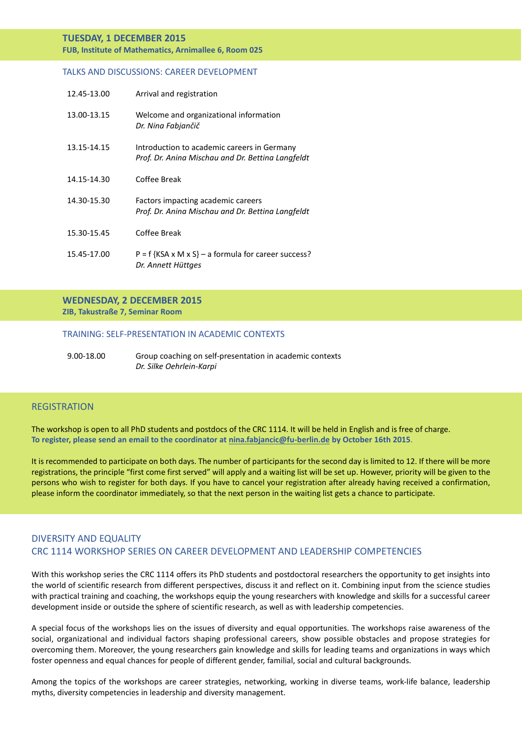## TUESDAY, 1 DECEMBER 2015

**FUB, Institute of Mathematics, Arnimallee 6, Room 025**

### TALKS AND DISCUSSIONS: CAREER DEVELOPMENT

| | |
|---|---|
| 12.45-13.00 | Arrival and registration |
| 13.00-13.15 | Welcome and organizational information<br>*Dr. Nina Fabjančič* |
| 13.15-14.15 | Introduction to academic careers in Germany<br>*Prof. Dr. Anina Mischau and Dr. Bettina Langfeldt* |
| 14.15-14.30 | Coffee Break |
| 14.30-15.30 | Factors impacting academic careers<br>*Prof. Dr. Anina Mischau and Dr. Bettina Langfeldt* |
| 15.30-15.45 | Coffee Break |
| 15.45-17.00 | P = f {KSA x M x S} – a formula for career success?<br>*Dr. Annett Hüttges* |

## WEDNESDAY, 2 DECEMBER 2015

**ZIB, Takustraße 7, Seminar Room**

### TRAINING: SELF-PRESENTATION IN ACADEMIC CONTEXTS

| | |
|---|---|
| 9.00-18.00 | Group coaching on self-presentation in academic contexts<br>*Dr. Silke Oehrlein-Karpi* |

## REGISTRATION

The workshop is open to all PhD students and postdocs of the CRC 1114. It will be held in English and is free of charge.
**To register, please send an email to the coordinator at nina.fabjancic@fu-berlin.de by October 16th 2015.**

It is recommended to participate on both days. The number of participants for the second day is limited to 12. If there will be more registrations, the principle "first come first served" will apply and a waiting list will be set up. However, priority will be given to the persons who wish to register for both days. If you have to cancel your registration after already having received a confirmation, please inform the coordinator immediately, so that the next person in the waiting list gets a chance to participate.

## DIVERSITY AND EQUALITY
## CRC 1114 WORKSHOP SERIES ON CAREER DEVELOPMENT AND LEADERSHIP COMPETENCIES

With this workshop series the CRC 1114 offers its PhD students and postdoctoral researchers the opportunity to get insights into the world of scientific research from different perspectives, discuss it and reflect on it. Combining input from the science studies with practical training and coaching, the workshops equip the young researchers with knowledge and skills for a successful career development inside or outside the sphere of scientific research, as well as with leadership competencies.

A special focus of the workshops lies on the issues of diversity and equal opportunities. The workshops raise awareness of the social, organizational and individual factors shaping professional careers, show possible obstacles and propose strategies for overcoming them. Moreover, the young researchers gain knowledge and skills for leading teams and organizations in ways which foster openness and equal chances for people of different gender, familial, social and cultural backgrounds.

Among the topics of the workshops are career strategies, networking, working in diverse teams, work-life balance, leadership myths, diversity competencies in leadership and diversity management.